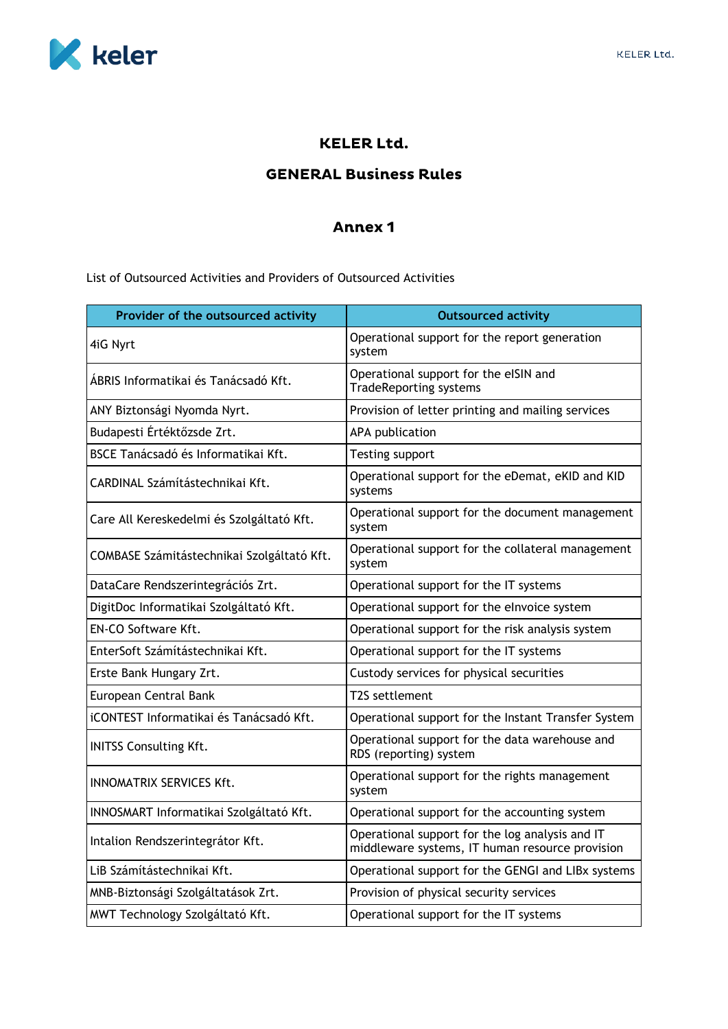# KELER Ltd.

## GENERAL Business Rules

## Annex 1

List of Outsourced Activities and Providers of Outsourced Activities

| Provider of the outsourced activity | Outsourced activity |
|---|---|
| 4iG Nyrt | Operational support for the report generation system |
| ÁBRIS Informatikai és Tanácsadó Kft. | Operational support for the eISIN and TradeReporting systems |
| ANY Biztonsági Nyomda Nyrt. | Provision of letter printing and mailing services |
| Budapesti Értéktőzsde Zrt. | APA publication |
| BSCE Tanácsadó és Informatikai Kft. | Testing support |
| CARDINAL Számítástechnikai Kft. | Operational support for the eDemat, eKID and KID systems |
| Care All Kereskedelmi és Szolgáltató Kft. | Operational support for the document management system |
| COMBASE Számítástechnikai Szolgáltató Kft. | Operational support for the collateral management system |
| DataCare Rendszerintegrációs Zrt. | Operational support for the IT systems |
| DigitDoc Informatikai Szolgáltató Kft. | Operational support for the eInvoice system |
| EN-CO Software Kft. | Operational support for the risk analysis system |
| EnterSoft Számítástechnikai Kft. | Operational support for the IT systems |
| Erste Bank Hungary Zrt. | Custody services for physical securities |
| European Central Bank | T2S settlement |
| iCONTEST Informatikai és Tanácsadó Kft. | Operational support for the Instant Transfer System |
| INITSS Consulting Kft. | Operational support for the data warehouse and RDS (reporting) system |
| INNOMATRIX SERVICES Kft. | Operational support for the rights management system |
| INNOSMART Informatikai Szolgáltató Kft. | Operational support for the accounting system |
| Intalion Rendszerintegrátor Kft. | Operational support for the log analysis and IT middleware systems, IT human resource provision |
| LiB Számítástechnikai Kft. | Operational support for the GENGI and LIBx systems |
| MNB-Biztonsági Szolgáltatások Zrt. | Provision of physical security services |
| MWT Technology Szolgáltató Kft. | Operational support for the IT systems |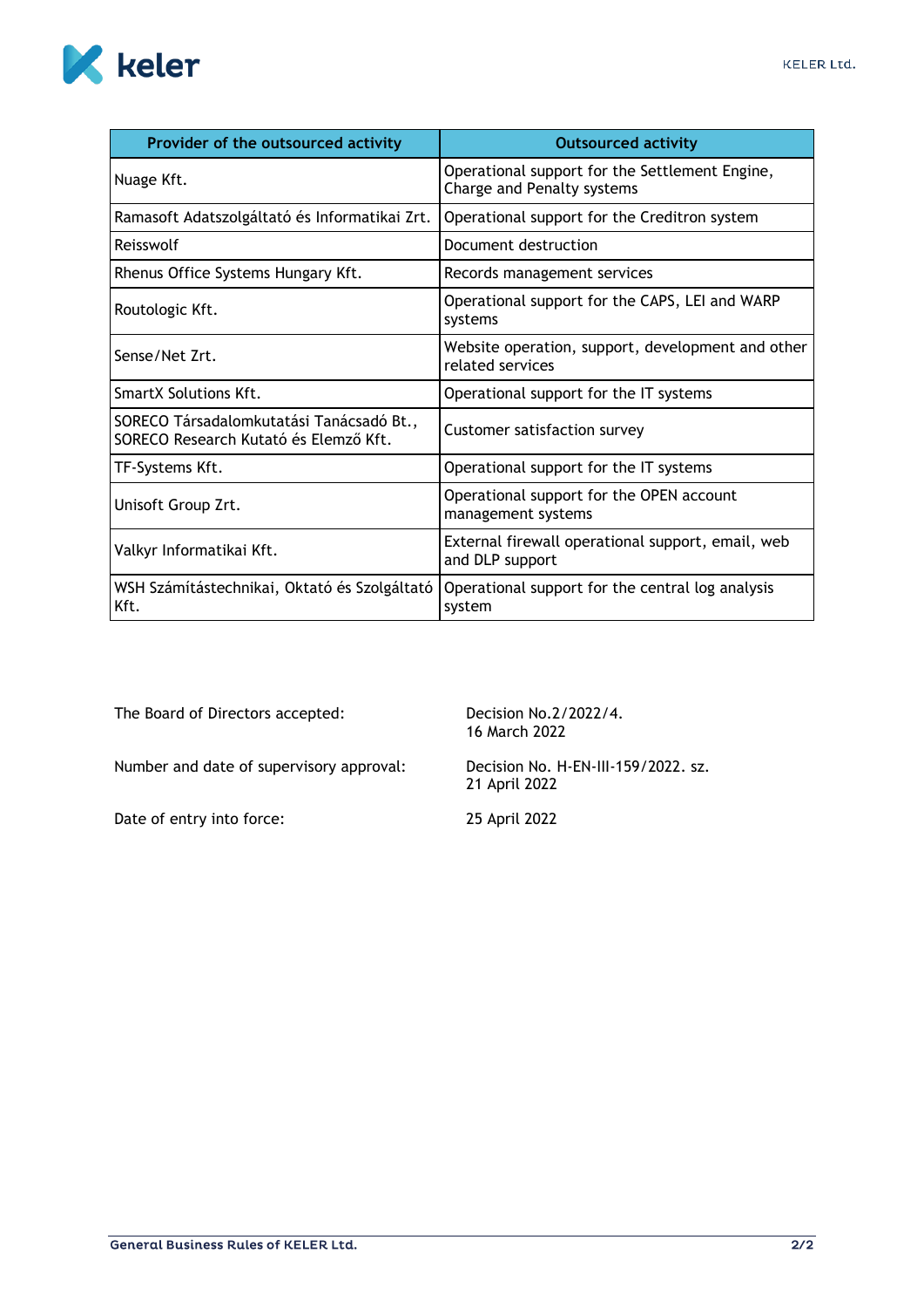| Provider of the outsourced activity | Outsourced activity |
|---|---|
| Nuage Kft. | Operational support for the Settlement Engine, Charge and Penalty systems |
| Ramasoft Adatszolgáltató és Informatikai Zrt. | Operational support for the Creditron system |
| Reisswolf | Document destruction |
| Rhenus Office Systems Hungary Kft. | Records management services |
| Routologic Kft. | Operational support for the CAPS, LEI and WARP systems |
| Sense/Net Zrt. | Website operation, support, development and other related services |
| SmartX Solutions Kft. | Operational support for the IT systems |
| SORECO Társadalomkutatási Tanácsadó Bt., SORECO Research Kutató és Elemző Kft. | Customer satisfaction survey |
| TF-Systems Kft. | Operational support for the IT systems |
| Unisoft Group Zrt. | Operational support for the OPEN account management systems |
| Valkyr Informatikai Kft. | External firewall operational support, email, web and DLP support |
| WSH Számítástechnikai, Oktató és Szolgáltató Kft. | Operational support for the central log analysis system |

| | |
|---|---|
| The Board of Directors accepted: | Decision No.2/2022/4.<br>16 March 2022 |
| Number and date of supervisory approval: | Decision No. H-EN-III-159/2022. sz.<br>21 April 2022 |
| Date of entry into force: | 25 April 2022 |